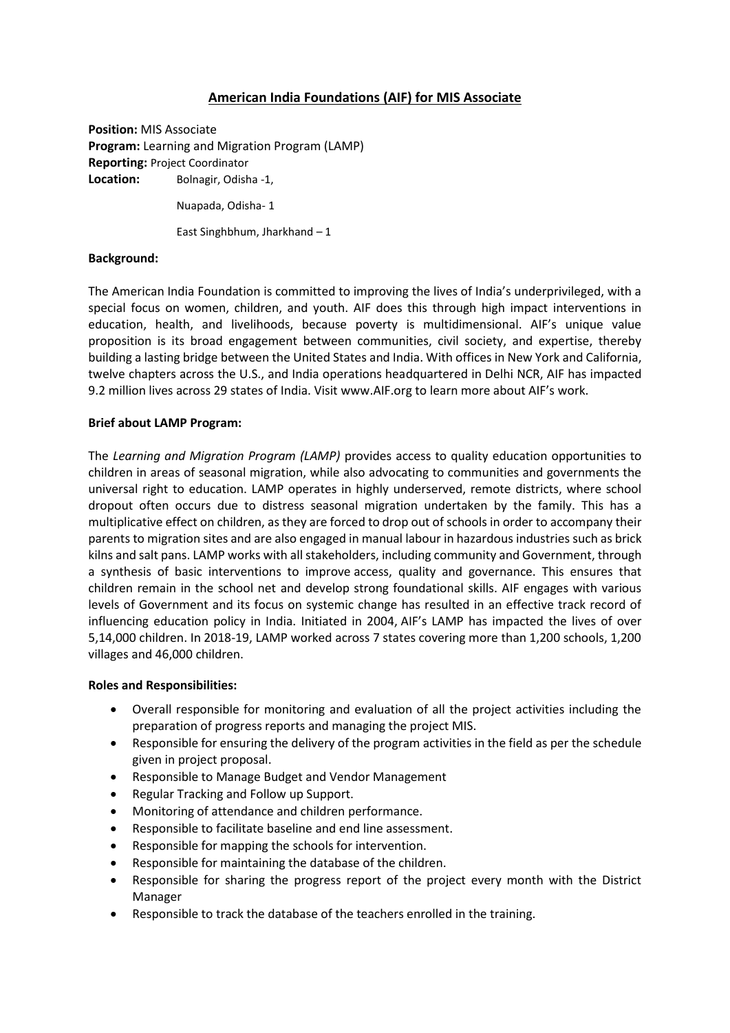# American India Foundations (AIF) for MIS Associate

**Position:** MIS Associate
**Program:** Learning and Migration Program (LAMP)
**Reporting:** Project Coordinator
**Location:** Bolnagir, Odisha -1,

Nuapada, Odisha- 1

East Singhbhum, Jharkhand – 1

**Background:**

The American India Foundation is committed to improving the lives of India's underprivileged, with a special focus on women, children, and youth. AIF does this through high impact interventions in education, health, and livelihoods, because poverty is multidimensional. AIF's unique value proposition is its broad engagement between communities, civil society, and expertise, thereby building a lasting bridge between the United States and India. With offices in New York and California, twelve chapters across the U.S., and India operations headquartered in Delhi NCR, AIF has impacted 9.2 million lives across 29 states of India. Visit www.AIF.org to learn more about AIF's work.

**Brief about LAMP Program:**

The *Learning and Migration Program (LAMP)* provides access to quality education opportunities to children in areas of seasonal migration, while also advocating to communities and governments the universal right to education. LAMP operates in highly underserved, remote districts, where school dropout often occurs due to distress seasonal migration undertaken by the family. This has a multiplicative effect on children, as they are forced to drop out of schools in order to accompany their parents to migration sites and are also engaged in manual labour in hazardous industries such as brick kilns and salt pans. LAMP works with all stakeholders, including community and Government, through a synthesis of basic interventions to improve access, quality and governance. This ensures that children remain in the school net and develop strong foundational skills. AIF engages with various levels of Government and its focus on systemic change has resulted in an effective track record of influencing education policy in India. Initiated in 2004, AIF's LAMP has impacted the lives of over 5,14,000 children. In 2018-19, LAMP worked across 7 states covering more than 1,200 schools, 1,200 villages and 46,000 children.

**Roles and Responsibilities:**

- Overall responsible for monitoring and evaluation of all the project activities including the preparation of progress reports and managing the project MIS.
- Responsible for ensuring the delivery of the program activities in the field as per the schedule given in project proposal.
- Responsible to Manage Budget and Vendor Management
- Regular Tracking and Follow up Support.
- Monitoring of attendance and children performance.
- Responsible to facilitate baseline and end line assessment.
- Responsible for mapping the schools for intervention.
- Responsible for maintaining the database of the children.
- Responsible for sharing the progress report of the project every month with the District Manager
- Responsible to track the database of the teachers enrolled in the training.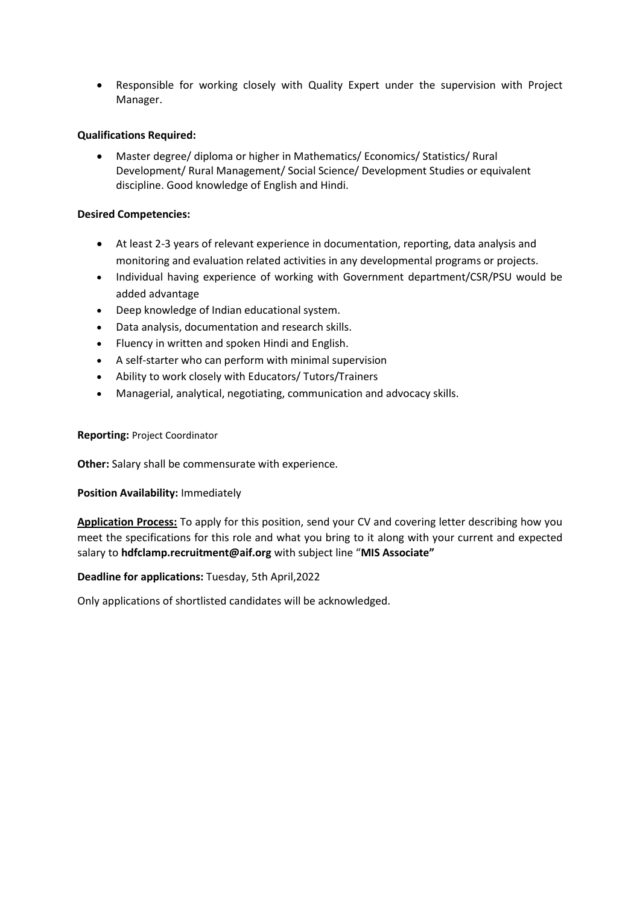- Responsible for working closely with Quality Expert under the supervision with Project Manager.

**Qualifications Required:**

- Master degree/ diploma or higher in Mathematics/ Economics/ Statistics/ Rural Development/ Rural Management/ Social Science/ Development Studies or equivalent discipline. Good knowledge of English and Hindi.

**Desired Competencies:**

- At least 2-3 years of relevant experience in documentation, reporting, data analysis and monitoring and evaluation related activities in any developmental programs or projects.
- Individual having experience of working with Government department/CSR/PSU would be added advantage
- Deep knowledge of Indian educational system.
- Data analysis, documentation and research skills.
- Fluency in written and spoken Hindi and English.
- A self-starter who can perform with minimal supervision
- Ability to work closely with Educators/ Tutors/Trainers
- Managerial, analytical, negotiating, communication and advocacy skills.

**Reporting:** Project Coordinator

**Other:** Salary shall be commensurate with experience.

**Position Availability:** Immediately

**Application Process:** To apply for this position, send your CV and covering letter describing how you meet the specifications for this role and what you bring to it along with your current and expected salary to **hdfclamp.recruitment@aif.org** with subject line "**MIS Associate"**

**Deadline for applications:** Tuesday, 5th April,2022

Only applications of shortlisted candidates will be acknowledged.